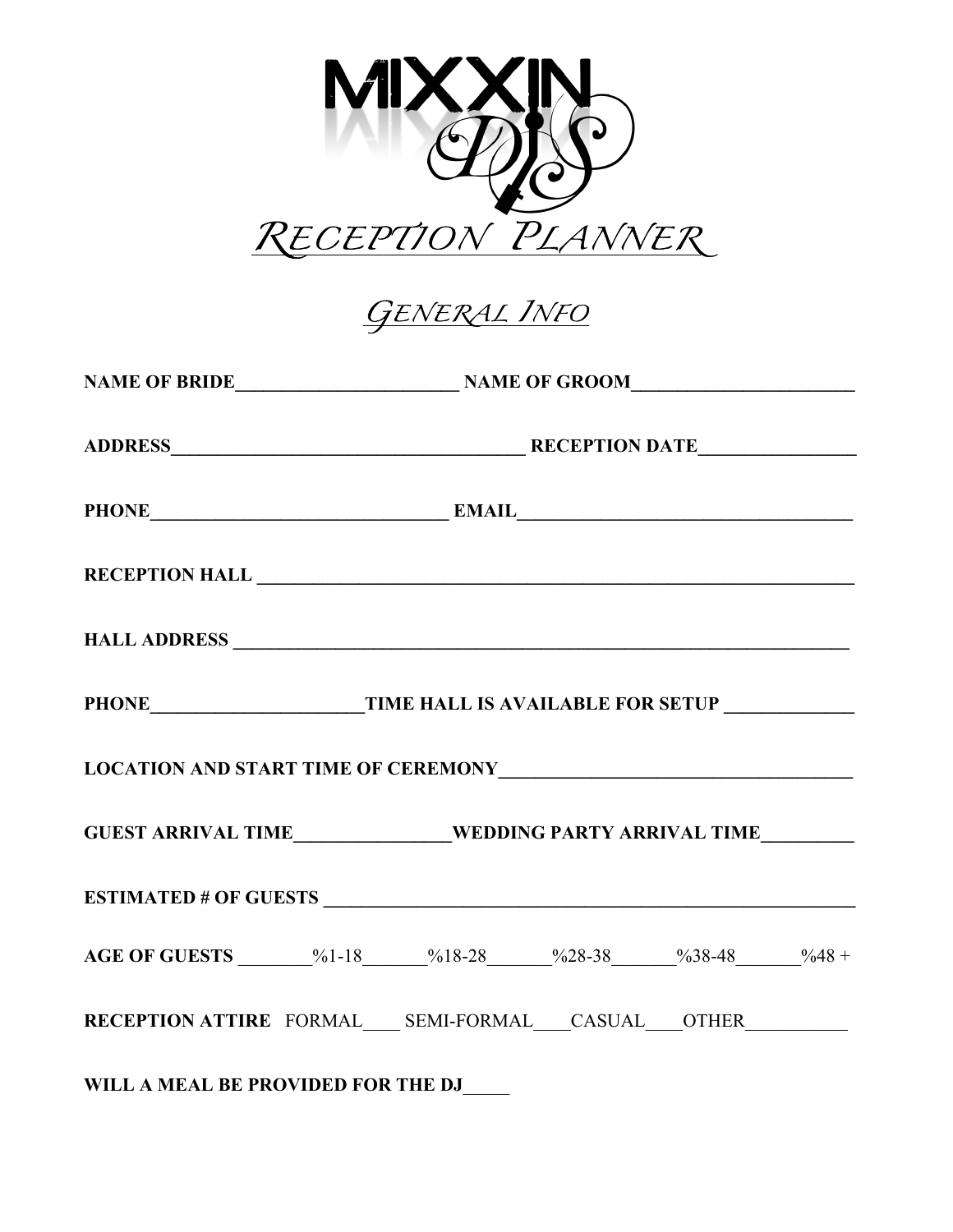# MIXXIN DJS

# Reception Planner

## General Info

**NAME OF BRIDE**________________________ **NAME OF GROOM**_______________________

**ADDRESS**______________________________________ **RECEPTION DATE**________________

**PHONE**________________________________ **EMAIL**___________________________________

**RECEPTION HALL** _________________________________________________________________

**HALL ADDRESS** __________________________________________________________________

**PHONE**_______________________**TIME HALL IS AVAILABLE FOR SETUP** _____________

**LOCATION AND START TIME OF CEREMONY**_____________________________________

**GUEST ARRIVAL TIME**________________**WEDDING PARTY ARRIVAL TIME**_________

**ESTIMATED # OF GUESTS** _________________________________________________________

**AGE OF GUESTS** ________%1-18_______%18-28_______%28-38_______%38-48_______%48 +

**RECEPTION ATTIRE** FORMAL____ SEMI-FORMAL____CASUAL____OTHER___________

**WILL A MEAL BE PROVIDED FOR THE DJ**_____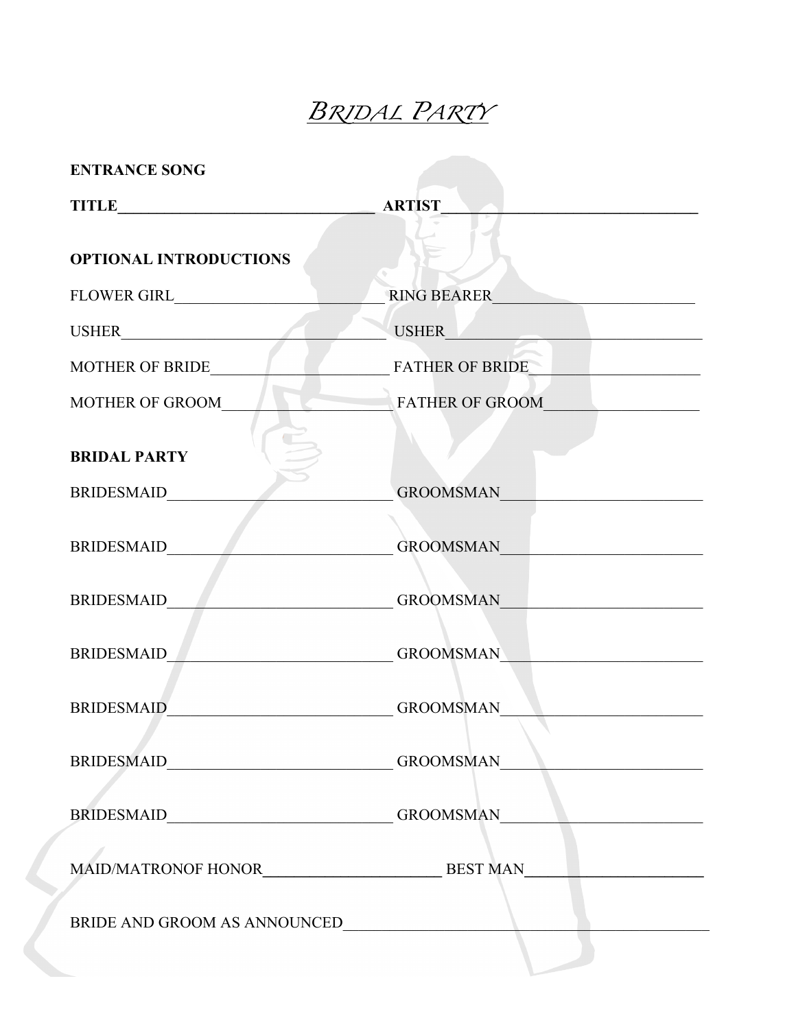# *Bridal Party*

**ENTRANCE SONG**

**TITLE**\_\_\_\_\_\_\_\_\_\_\_\_\_\_\_\_\_\_\_\_\_\_\_\_\_\_\_\_\_\_\_\_\_\_ **ARTIST**\_\_\_\_\_\_\_\_\_\_\_\_\_\_\_\_\_\_\_\_\_\_\_\_\_\_\_\_\_\_\_\_\_\_

**OPTIONAL INTRODUCTIONS**

FLOWER GIRL\_\_\_\_\_\_\_\_\_\_\_\_\_\_\_\_\_\_\_\_\_\_\_\_\_\_\_\_ RING BEARER\_\_\_\_\_\_\_\_\_\_\_\_\_\_\_\_\_\_\_\_\_\_\_\_\_\_\_

USHER\_\_\_\_\_\_\_\_\_\_\_\_\_\_\_\_\_\_\_\_\_\_\_\_\_\_\_\_\_\_\_\_\_\_\_ USHER\_\_\_\_\_\_\_\_\_\_\_\_\_\_\_\_\_\_\_\_\_\_\_\_\_\_\_\_\_\_\_\_\_\_\_

MOTHER OF BRIDE\_\_\_\_\_\_\_\_\_\_\_\_\_\_\_\_\_\_\_\_\_\_\_ FATHER OF BRIDE\_\_\_\_\_\_\_\_\_\_\_\_\_\_\_\_\_\_\_\_\_\_\_

MOTHER OF GROOM\_\_\_\_\_\_\_\_\_\_\_\_\_\_\_\_\_\_\_\_\_\_ FATHER OF GROOM\_\_\_\_\_\_\_\_\_\_\_\_\_\_\_\_\_\_\_\_\_\_

**BRIDAL PARTY**

BRIDESMAID\_\_\_\_\_\_\_\_\_\_\_\_\_\_\_\_\_\_\_\_\_\_\_\_\_\_\_\_\_\_ GROOMSMAN\_\_\_\_\_\_\_\_\_\_\_\_\_\_\_\_\_\_\_\_\_\_\_\_\_\_\_

BRIDESMAID\_\_\_\_\_\_\_\_\_\_\_\_\_\_\_\_\_\_\_\_\_\_\_\_\_\_\_\_\_\_ GROOMSMAN\_\_\_\_\_\_\_\_\_\_\_\_\_\_\_\_\_\_\_\_\_\_\_\_\_\_\_

BRIDESMAID\_\_\_\_\_\_\_\_\_\_\_\_\_\_\_\_\_\_\_\_\_\_\_\_\_\_\_\_\_\_ GROOMSMAN\_\_\_\_\_\_\_\_\_\_\_\_\_\_\_\_\_\_\_\_\_\_\_\_\_\_\_

BRIDESMAID\_\_\_\_\_\_\_\_\_\_\_\_\_\_\_\_\_\_\_\_\_\_\_\_\_\_\_\_\_\_ GROOMSMAN\_\_\_\_\_\_\_\_\_\_\_\_\_\_\_\_\_\_\_\_\_\_\_\_\_\_\_

BRIDESMAID\_\_\_\_\_\_\_\_\_\_\_\_\_\_\_\_\_\_\_\_\_\_\_\_\_\_\_\_\_\_ GROOMSMAN\_\_\_\_\_\_\_\_\_\_\_\_\_\_\_\_\_\_\_\_\_\_\_\_\_\_\_

BRIDESMAID\_\_\_\_\_\_\_\_\_\_\_\_\_\_\_\_\_\_\_\_\_\_\_\_\_\_\_\_\_\_ GROOMSMAN\_\_\_\_\_\_\_\_\_\_\_\_\_\_\_\_\_\_\_\_\_\_\_\_\_\_\_

BRIDESMAID\_\_\_\_\_\_\_\_\_\_\_\_\_\_\_\_\_\_\_\_\_\_\_\_\_\_\_\_\_\_ GROOMSMAN\_\_\_\_\_\_\_\_\_\_\_\_\_\_\_\_\_\_\_\_\_\_\_\_\_\_\_

MAID/MATRONOF HONOR\_\_\_\_\_\_\_\_\_\_\_\_\_\_\_\_\_\_\_\_\_\_\_\_ BEST MAN\_\_\_\_\_\_\_\_\_\_\_\_\_\_\_\_\_\_\_\_\_\_\_\_

BRIDE AND GROOM AS ANNOUNCED\_\_\_\_\_\_\_\_\_\_\_\_\_\_\_\_\_\_\_\_\_\_\_\_\_\_\_\_\_\_\_\_\_\_\_\_\_\_\_\_\_\_\_\_\_\_\_\_\_\_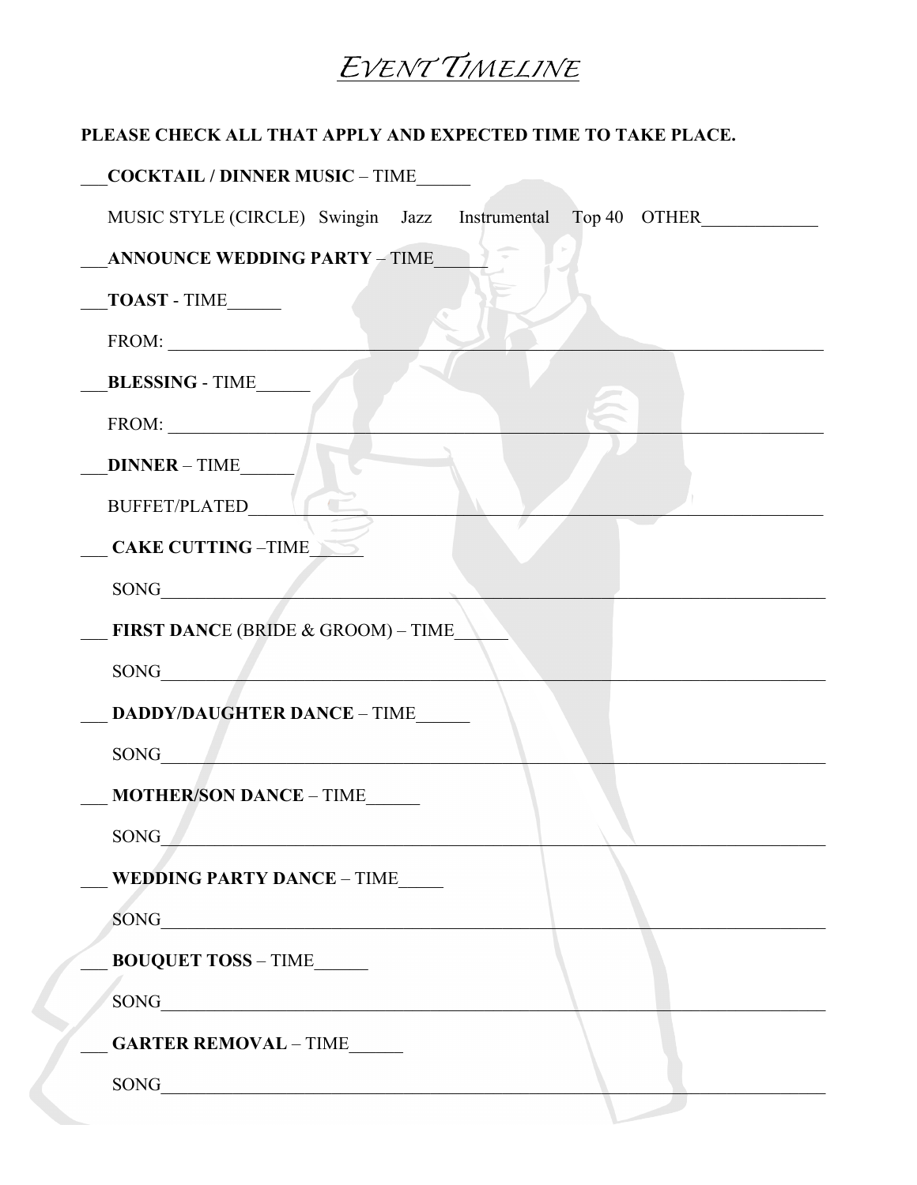# *EVENT TIMELINE*

**PLEASE CHECK ALL THAT APPLY AND EXPECTED TIME TO TAKE PLACE.**

___**COCKTAIL / DINNER MUSIC** – TIME______

MUSIC STYLE (CIRCLE) Swingin Jazz Instrumental Top 40 OTHER_____________

___**ANNOUNCE WEDDING PARTY** – TIME______

___**TOAST** - TIME______

FROM: ______________________________________________________________________

___**BLESSING** - TIME______

FROM: ______________________________________________________________________

___**DINNER** – TIME______

BUFFET/PLATED______________________________________________________________

___ **CAKE CUTTING** –TIME______

SONG_______________________________________________________________________

___ **FIRST DANC**E (BRIDE & GROOM) – TIME______

SONG_______________________________________________________________________

___ **DADDY/DAUGHTER DANCE** – TIME______

SONG_______________________________________________________________________

___ **MOTHER/SON DANCE** – TIME______

SONG_______________________________________________________________________

___ **WEDDING PARTY DANCE** – TIME_____

SONG_______________________________________________________________________

___ **BOUQUET TOSS** – TIME______

SONG_______________________________________________________________________

___ **GARTER REMOVAL** – TIME______

SONG_______________________________________________________________________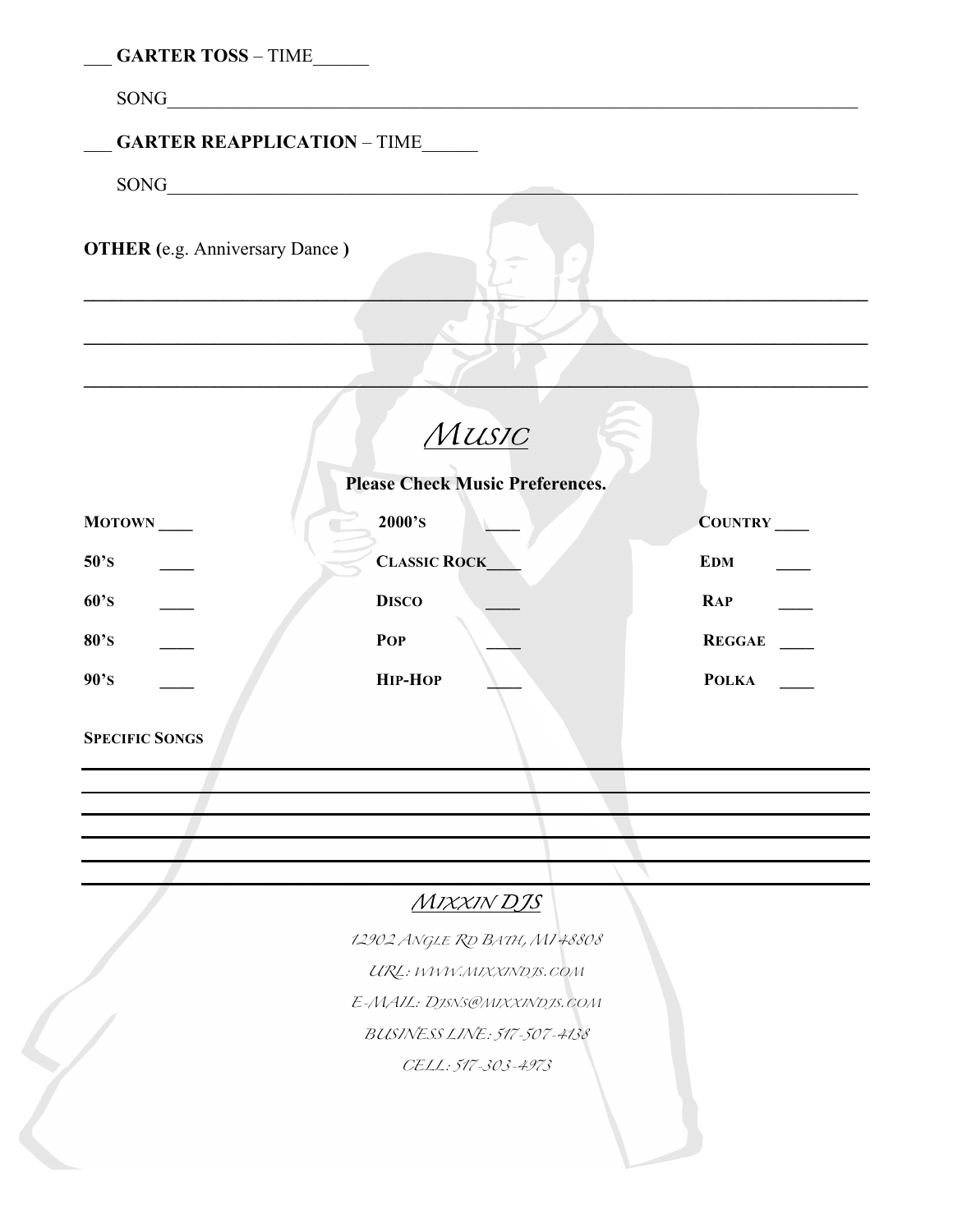___ **GARTER TOSS** – TIME______

SONG___________________________________________________________________________

___ **GARTER REAPPLICATION** – TIME______

SONG___________________________________________________________________________

**OTHER (**e.g. Anniversary Dance **)**

_______________________________________________________________________________

_______________________________________________________________________________

_______________________________________________________________________________

## *Music*

**Please Check Music Preferences.**

| | | |
|---|---|---|
| **MOTOWN** ____ | **2000'S** ____ | **COUNTRY** ____ |
| **50'S** ____ | **CLASSIC ROCK** ____ | **EDM** ____ |
| **60'S** ____ | **DISCO** ____ | **RAP** ____ |
| **80'S** ____ | **POP** ____ | **REGGAE** ____ |
| **90'S** ____ | **HIP-HOP** ____ | **POLKA** ____ |

**SPECIFIC SONGS**

_______________________________________________________________________________

_______________________________________________________________________________

_______________________________________________________________________________

_______________________________________________________________________________

_______________________________________________________________________________

_______________________________________________________________________________

*MIXXIN DJS*

*12902 ANGLE RD BATH, MI 48808*

*URL: WWW.MIXXINDJS.COM*

*E-MAIL: DJSNS@MIXXINDJS.COM*

*BUSINESS LINE: 517-507-4138*

*CELL: 517-303-4973*